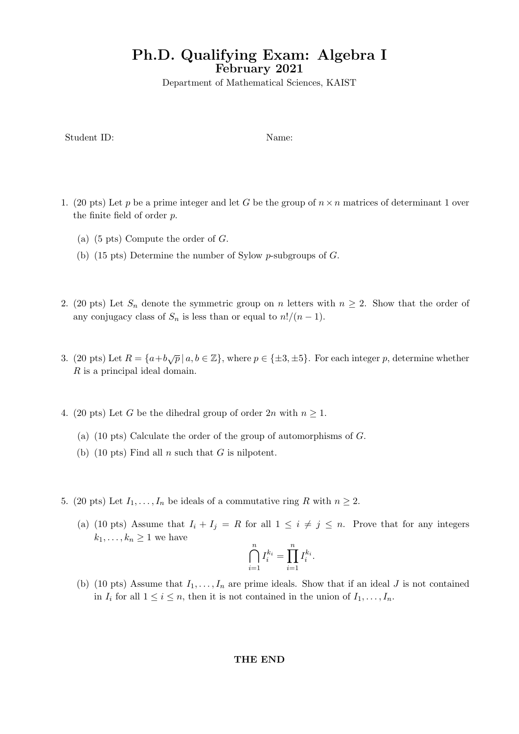# Ph.D. Qualifying Exam: Algebra I

## February 2021

Department of Mathematical Sciences, KAIST

Student ID: Name:

1. (20 pts) Let $p$ be a prime integer and let $G$ be the group of $n \times n$ matrices of determinant 1 over the finite field of order $p$.

   (a) (5 pts) Compute the order of $G$.

   (b) (15 pts) Determine the number of Sylow $p$-subgroups of $G$.

2. (20 pts) Let $S_n$ denote the symmetric group on $n$ letters with $n \geq 2$. Show that the order of any conjugacy class of $S_n$ is less than or equal to $n!/(n-1)$.

3. (20 pts) Let $R = \{a + b\sqrt{p} \mid a, b \in \mathbb{Z}\}$, where $p \in \{\pm 3, \pm 5\}$. For each integer $p$, determine whether $R$ is a principal ideal domain.

4. (20 pts) Let $G$ be the dihedral group of order $2n$ with $n \geq 1$.

   (a) (10 pts) Calculate the order of the group of automorphisms of $G$.

   (b) (10 pts) Find all $n$ such that $G$ is nilpotent.

5. (20 pts) Let $I_1, \ldots, I_n$ be ideals of a commutative ring $R$ with $n \geq 2$.

   (a) (10 pts) Assume that $I_i + I_j = R$ for all $1 \leq i \neq j \leq n$. Prove that for any integers $k_1, \ldots, k_n \geq 1$ we have

   $$\bigcap_{i=1}^{n} I_i^{k_i} = \prod_{i=1}^{n} I_i^{k_i}.$$

   (b) (10 pts) Assume that $I_1, \ldots, I_n$ are prime ideals. Show that if an ideal $J$ is not contained in $I_i$ for all $1 \leq i \leq n$, then it is not contained in the union of $I_1, \ldots, I_n$.

**THE END**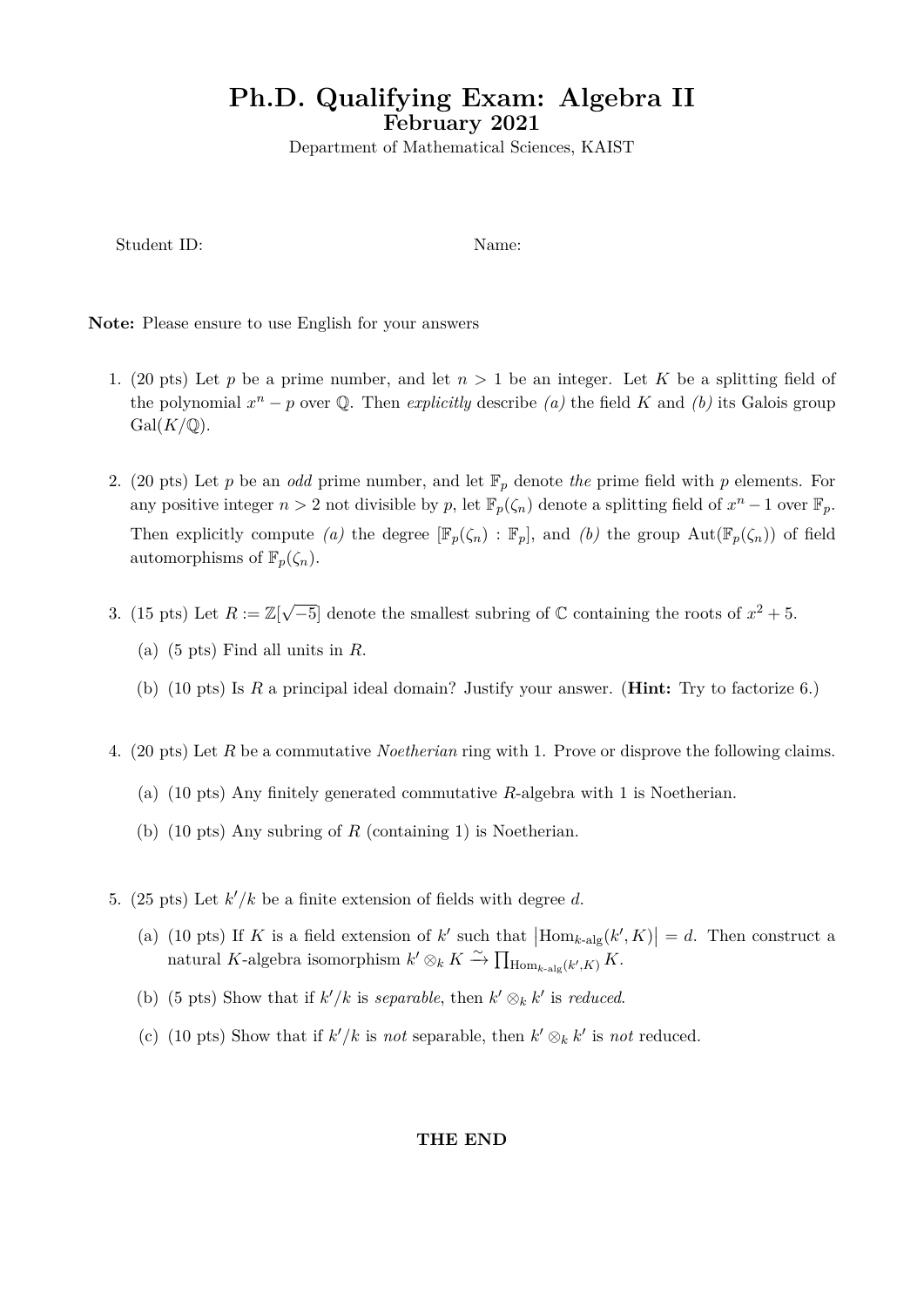# Ph.D. Qualifying Exam: Algebra II

## February 2021

Department of Mathematical Sciences, KAIST

Student ID: Name:

**Note:** Please ensure to use English for your answers

1. (20 pts) Let $p$ be a prime number, and let $n > 1$ be an integer. Let $K$ be a splitting field of the polynomial $x^n - p$ over $\mathbb{Q}$. Then *explicitly* describe *(a)* the field $K$ and *(b)* its Galois group $\mathrm{Gal}(K/\mathbb{Q})$.

2. (20 pts) Let $p$ be an *odd* prime number, and let $\mathbb{F}_p$ denote *the* prime field with $p$ elements. For any positive integer $n > 2$ not divisible by $p$, let $\mathbb{F}_p(\zeta_n)$ denote a splitting field of $x^n - 1$ over $\mathbb{F}_p$. Then explicitly compute *(a)* the degree $[\mathbb{F}_p(\zeta_n) : \mathbb{F}_p]$, and *(b)* the group $\mathrm{Aut}(\mathbb{F}_p(\zeta_n))$ of field automorphisms of $\mathbb{F}_p(\zeta_n)$.

3. (15 pts) Let $R := \mathbb{Z}[\sqrt{-5}]$ denote the smallest subring of $\mathbb{C}$ containing the roots of $x^2 + 5$.
   (a) (5 pts) Find all units in $R$.
   (b) (10 pts) Is $R$ a principal ideal domain? Justify your answer. (**Hint:** Try to factorize 6.)

4. (20 pts) Let $R$ be a commutative *Noetherian* ring with 1. Prove or disprove the following claims.
   (a) (10 pts) Any finitely generated commutative $R$-algebra with 1 is Noetherian.
   (b) (10 pts) Any subring of $R$ (containing 1) is Noetherian.

5. (25 pts) Let $k'/k$ be a finite extension of fields with degree $d$.
   (a) (10 pts) If $K$ is a field extension of $k'$ such that $\left|\mathrm{Hom}_{k\text{-alg}}(k', K)\right| = d$. Then construct a natural $K$-algebra isomorphism $k' \otimes_k K \xrightarrow{\sim} \prod_{\mathrm{Hom}_{k\text{-alg}}(k',K)} K$.
   (b) (5 pts) Show that if $k'/k$ is *separable*, then $k' \otimes_k k'$ is *reduced*.
   (c) (10 pts) Show that if $k'/k$ is *not* separable, then $k' \otimes_k k'$ is *not* reduced.

**THE END**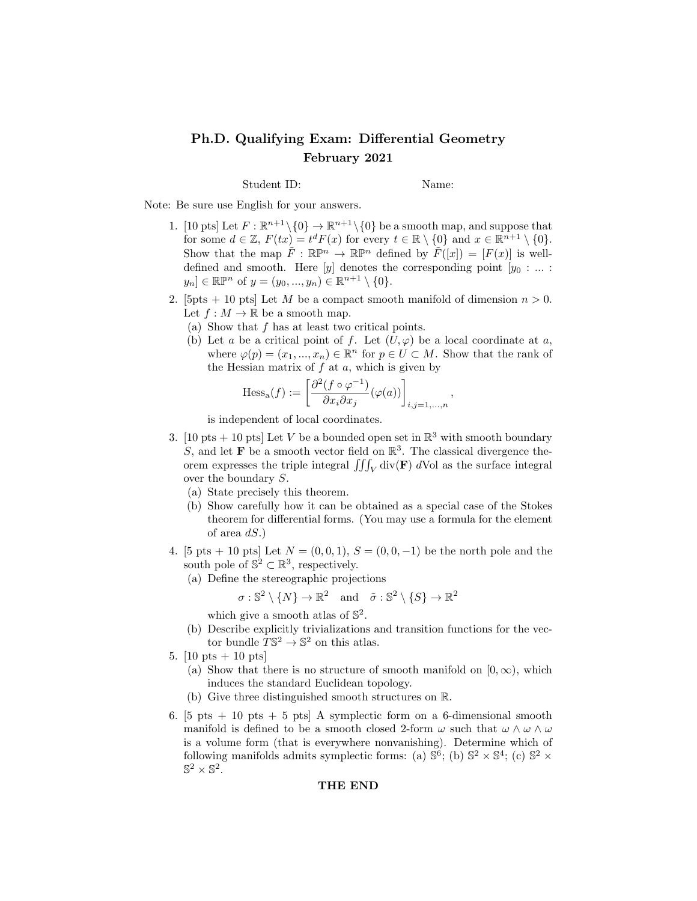# Ph.D. Qualifying Exam: Differential Geometry

## February 2021

Student ID: Name:

Note: Be sure use English for your answers.

1. [10 pts] Let $F : \mathbb{R}^{n+1} \setminus \{0\} \to \mathbb{R}^{n+1} \setminus \{0\}$ be a smooth map, and suppose that for some $d \in \mathbb{Z}$, $F(tx) = t^d F(x)$ for every $t \in \mathbb{R} \setminus \{0\}$ and $x \in \mathbb{R}^{n+1} \setminus \{0\}$. Show that the map $\tilde{F} : \mathbb{RP}^n \to \mathbb{RP}^n$ defined by $\tilde{F}([x]) = [F(x)]$ is well-defined and smooth. Here $[y]$ denotes the corresponding point $[y_0 : ... : y_n] \in \mathbb{RP}^n$ of $y = (y_0, ..., y_n) \in \mathbb{R}^{n+1} \setminus \{0\}$.

2. [5pts + 10 pts] Let $M$ be a compact smooth manifold of dimension $n > 0$. Let $f : M \to \mathbb{R}$ be a smooth map.
   (a) Show that $f$ has at least two critical points.
   (b) Let $a$ be a critical point of $f$. Let $(U, \varphi)$ be a local coordinate at $a$, where $\varphi(p) = (x_1, ..., x_n) \in \mathbb{R}^n$ for $p \in U \subset M$. Show that the rank of the Hessian matrix of $f$ at $a$, which is given by
   $$\mathrm{Hess_a}(f) := \left[ \frac{\partial^2 (f \circ \varphi^{-1})}{\partial x_i \partial x_j} (\varphi(a)) \right]_{i,j=1,...,n},$$
   is independent of local coordinates.

3. [10 pts + 10 pts] Let $V$ be a bounded open set in $\mathbb{R}^3$ with smooth boundary $S$, and let $\mathbf{F}$ be a smooth vector field on $\mathbb{R}^3$. The classical divergence theorem expresses the triple integral $\iiint_V \mathrm{div}(\mathbf{F})\, d\mathrm{Vol}$ as the surface integral over the boundary $S$.
   (a) State precisely this theorem.
   (b) Show carefully how it can be obtained as a special case of the Stokes theorem for differential forms. (You may use a formula for the element of area $dS$.)

4. [5 pts + 10 pts] Let $N = (0, 0, 1)$, $S = (0, 0, -1)$ be the north pole and the south pole of $\mathbb{S}^2 \subset \mathbb{R}^3$, respectively.
   (a) Define the stereographic projections
   $$\sigma : \mathbb{S}^2 \setminus \{N\} \to \mathbb{R}^2 \quad \text{and} \quad \tilde{\sigma} : \mathbb{S}^2 \setminus \{S\} \to \mathbb{R}^2$$
   which give a smooth atlas of $\mathbb{S}^2$.
   (b) Describe explicitly trivializations and transition functions for the vector bundle $T\mathbb{S}^2 \to \mathbb{S}^2$ on this atlas.

5. [10 pts + 10 pts]
   (a) Show that there is no structure of smooth manifold on $[0, \infty)$, which induces the standard Euclidean topology.
   (b) Give three distinguished smooth structures on $\mathbb{R}$.

6. [5 pts + 10 pts + 5 pts] A symplectic form on a 6-dimensional smooth manifold is defined to be a smooth closed 2-form $\omega$ such that $\omega \wedge \omega \wedge \omega$ is a volume form (that is everywhere nonvanishing). Determine which of following manifolds admits symplectic forms: (a) $\mathbb{S}^6$; (b) $\mathbb{S}^2 \times \mathbb{S}^4$; (c) $\mathbb{S}^2 \times \mathbb{S}^2 \times \mathbb{S}^2$.

**THE END**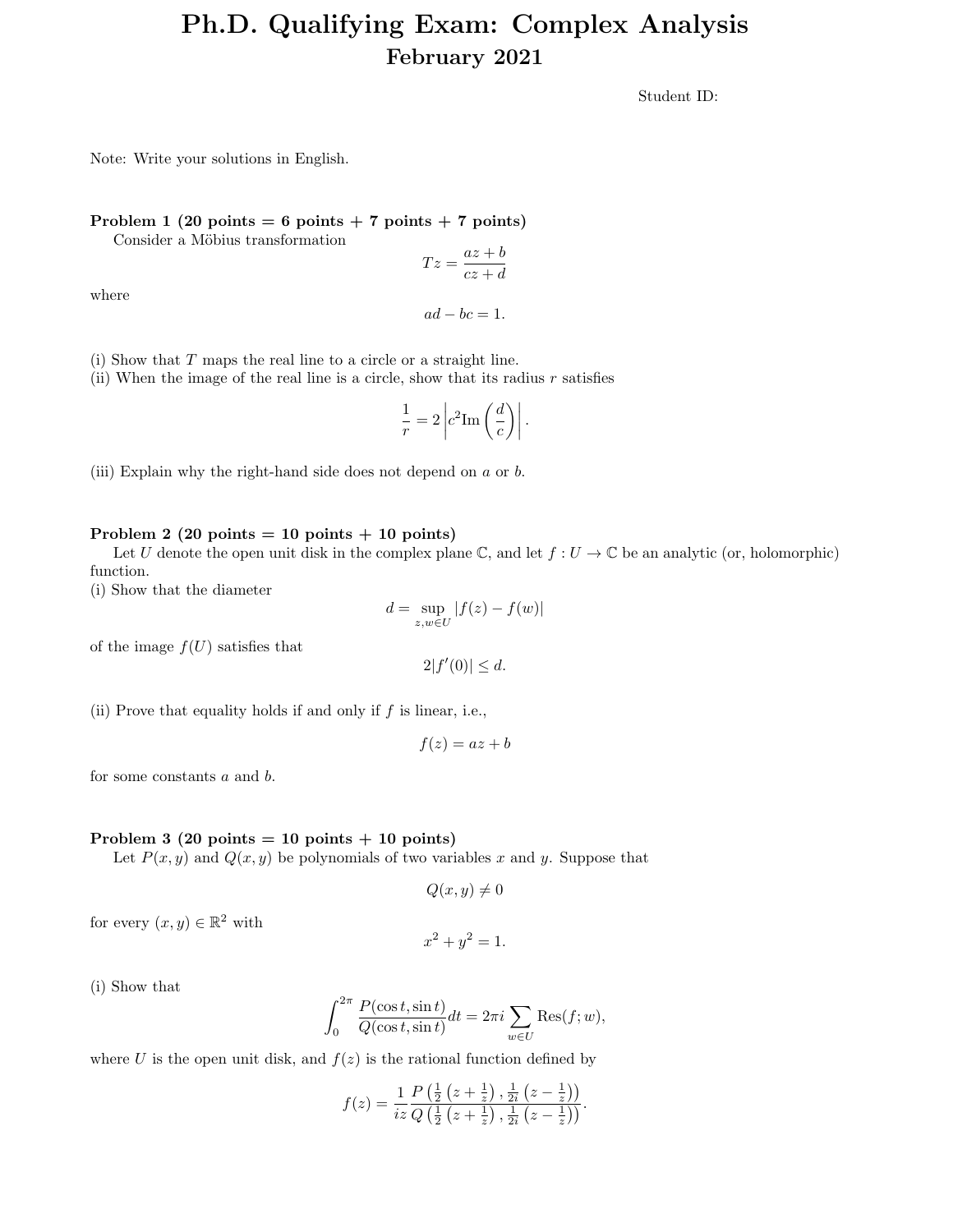# Ph.D. Qualifying Exam: Complex Analysis

## February 2021

Student ID:

Note: Write your solutions in English.

**Problem 1 (20 points = 6 points + 7 points + 7 points)**

Consider a Möbius transformation

$$Tz = \frac{az+b}{cz+d}$$

where

$$ad - bc = 1.$$

(i) Show that $T$ maps the real line to a circle or a straight line.
(ii) When the image of the real line is a circle, show that its radius $r$ satisfies

$$\frac{1}{r} = 2\left|c^2 \mathrm{Im}\left(\frac{d}{c}\right)\right|.$$

(iii) Explain why the right-hand side does not depend on $a$ or $b$.

**Problem 2 (20 points = 10 points + 10 points)**

Let $U$ denote the open unit disk in the complex plane $\mathbb{C}$, and let $f : U \to \mathbb{C}$ be an analytic (or, holomorphic) function.
(i) Show that the diameter

$$d = \sup_{z,w\in U} |f(z) - f(w)|$$

of the image $f(U)$ satisfies that

$$2|f'(0)| \leq d.$$

(ii) Prove that equality holds if and only if $f$ is linear, i.e.,

$$f(z) = az + b$$

for some constants $a$ and $b$.

**Problem 3 (20 points = 10 points + 10 points)**

Let $P(x, y)$ and $Q(x, y)$ be polynomials of two variables $x$ and $y$. Suppose that

$$Q(x, y) \neq 0$$

for every $(x, y) \in \mathbb{R}^2$ with

$$x^2 + y^2 = 1.$$

(i) Show that

$$\int_0^{2\pi} \frac{P(\cos t, \sin t)}{Q(\cos t, \sin t)} dt = 2\pi i \sum_{w\in U} \mathrm{Res}(f; w),$$

where $U$ is the open unit disk, and $f(z)$ is the rational function defined by

$$f(z) = \frac{1}{iz} \frac{P\left(\frac{1}{2}\left(z + \frac{1}{z}\right), \frac{1}{2i}\left(z - \frac{1}{z}\right)\right)}{Q\left(\frac{1}{2}\left(z + \frac{1}{z}\right), \frac{1}{2i}\left(z - \frac{1}{z}\right)\right)}.$$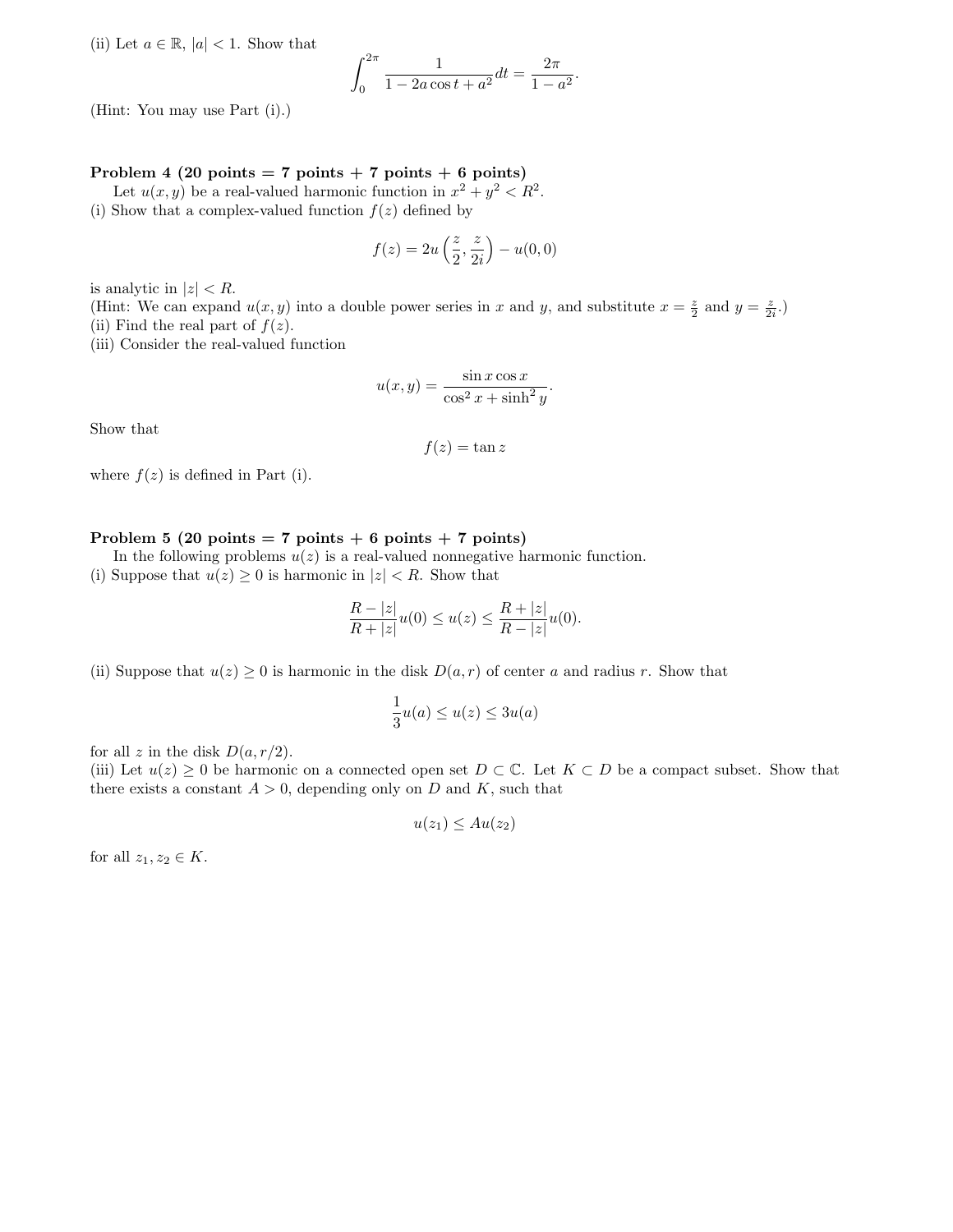(ii) Let $a \in \mathbb{R}$, $|a| < 1$. Show that

$$\int_0^{2\pi} \frac{1}{1 - 2a\cos t + a^2} dt = \frac{2\pi}{1 - a^2}.$$

(Hint: You may use Part (i).)

**Problem 4 (20 points = 7 points + 7 points + 6 points)**

Let $u(x, y)$ be a real-valued harmonic function in $x^2 + y^2 < R^2$.

(i) Show that a complex-valued function $f(z)$ defined by

$$f(z) = 2u\left(\frac{z}{2}, \frac{z}{2i}\right) - u(0, 0)$$

is analytic in $|z| < R$.

(Hint: We can expand $u(x, y)$ into a double power series in $x$ and $y$, and substitute $x = \frac{z}{2}$ and $y = \frac{z}{2i}$.)

(ii) Find the real part of $f(z)$.

(iii) Consider the real-valued function

$$u(x, y) = \frac{\sin x \cos x}{\cos^2 x + \sinh^2 y}.$$

Show that

$$f(z) = \tan z$$

where $f(z)$ is defined in Part (i).

**Problem 5 (20 points = 7 points + 6 points + 7 points)**

In the following problems $u(z)$ is a real-valued nonnegative harmonic function.

(i) Suppose that $u(z) \geq 0$ is harmonic in $|z| < R$. Show that

$$\frac{R - |z|}{R + |z|} u(0) \leq u(z) \leq \frac{R + |z|}{R - |z|} u(0).$$

(ii) Suppose that $u(z) \geq 0$ is harmonic in the disk $D(a, r)$ of center $a$ and radius $r$. Show that

$$\frac{1}{3} u(a) \leq u(z) \leq 3u(a)$$

for all $z$ in the disk $D(a, r/2)$.

(iii) Let $u(z) \geq 0$ be harmonic on a connected open set $D \subset \mathbb{C}$. Let $K \subset D$ be a compact subset. Show that there exists a constant $A > 0$, depending only on $D$ and $K$, such that

$$u(z_1) \leq A u(z_2)$$

for all $z_1, z_2 \in K$.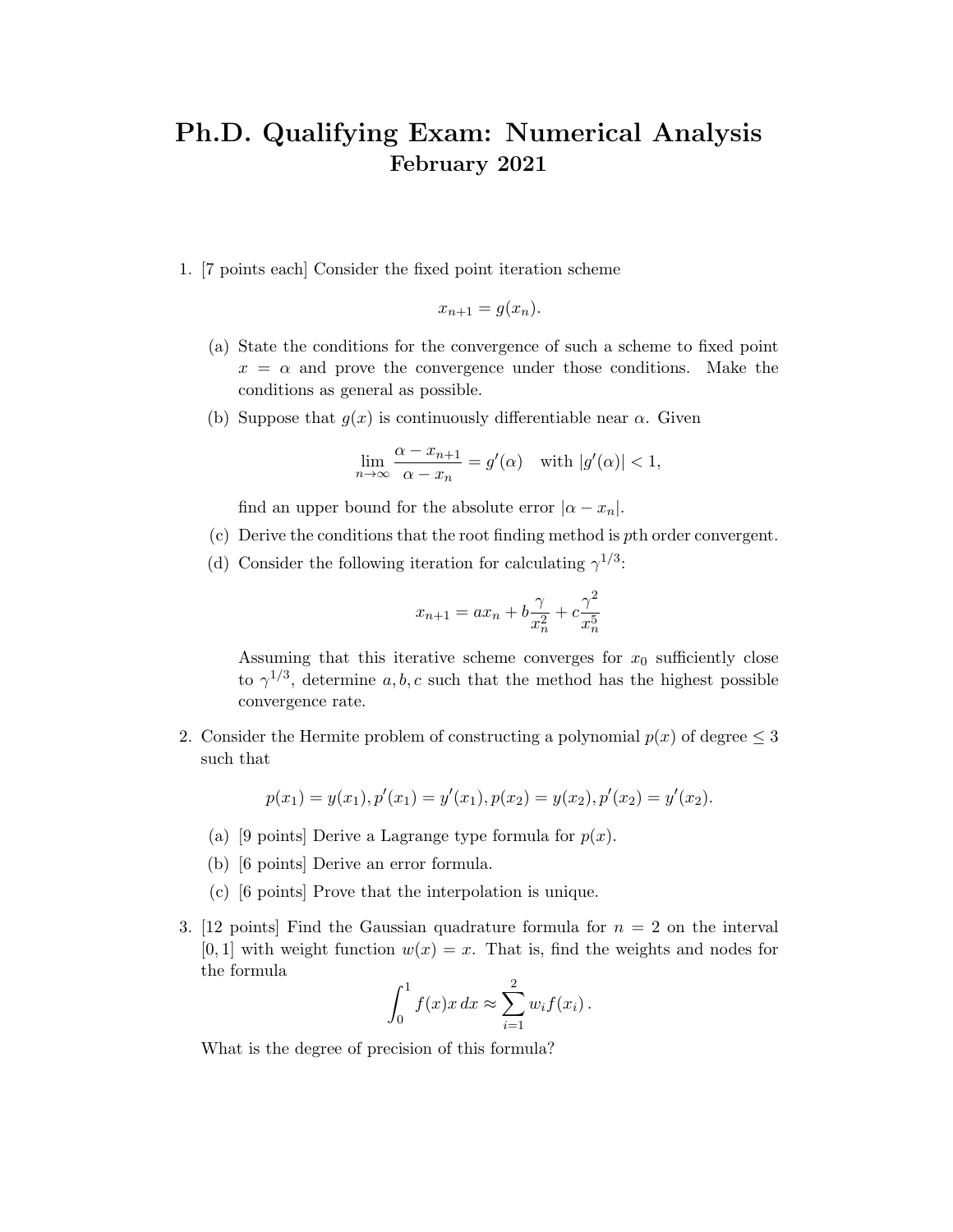# Ph.D. Qualifying Exam: Numerical Analysis
## February 2021

1. [7 points each] Consider the fixed point iteration scheme

$$x_{n+1} = g(x_n).$$

   (a) State the conditions for the convergence of such a scheme to fixed point $x = \alpha$ and prove the convergence under those conditions. Make the conditions as general as possible.

   (b) Suppose that $g(x)$ is continuously differentiable near $\alpha$. Given

$$\lim_{n\to\infty} \frac{\alpha - x_{n+1}}{\alpha - x_n} = g'(\alpha) \quad \text{with } |g'(\alpha)| < 1,$$

   find an upper bound for the absolute error $|\alpha - x_n|$.

   (c) Derive the conditions that the root finding method is $p$th order convergent.

   (d) Consider the following iteration for calculating $\gamma^{1/3}$:

$$x_{n+1} = ax_n + b\frac{\gamma}{x_n^2} + c\frac{\gamma^2}{x_n^5}$$

   Assuming that this iterative scheme converges for $x_0$ sufficiently close to $\gamma^{1/3}$, determine $a, b, c$ such that the method has the highest possible convergence rate.

2. Consider the Hermite problem of constructing a polynomial $p(x)$ of degree $\leq 3$ such that

$$p(x_1) = y(x_1), p'(x_1) = y'(x_1), p(x_2) = y(x_2), p'(x_2) = y'(x_2).$$

   (a) [9 points] Derive a Lagrange type formula for $p(x)$.

   (b) [6 points] Derive an error formula.

   (c) [6 points] Prove that the interpolation is unique.

3. [12 points] Find the Gaussian quadrature formula for $n = 2$ on the interval $[0, 1]$ with weight function $w(x) = x$. That is, find the weights and nodes for the formula

$$\int_0^1 f(x)x\,dx \approx \sum_{i=1}^{2} w_i f(x_i)\,.$$

   What is the degree of precision of this formula?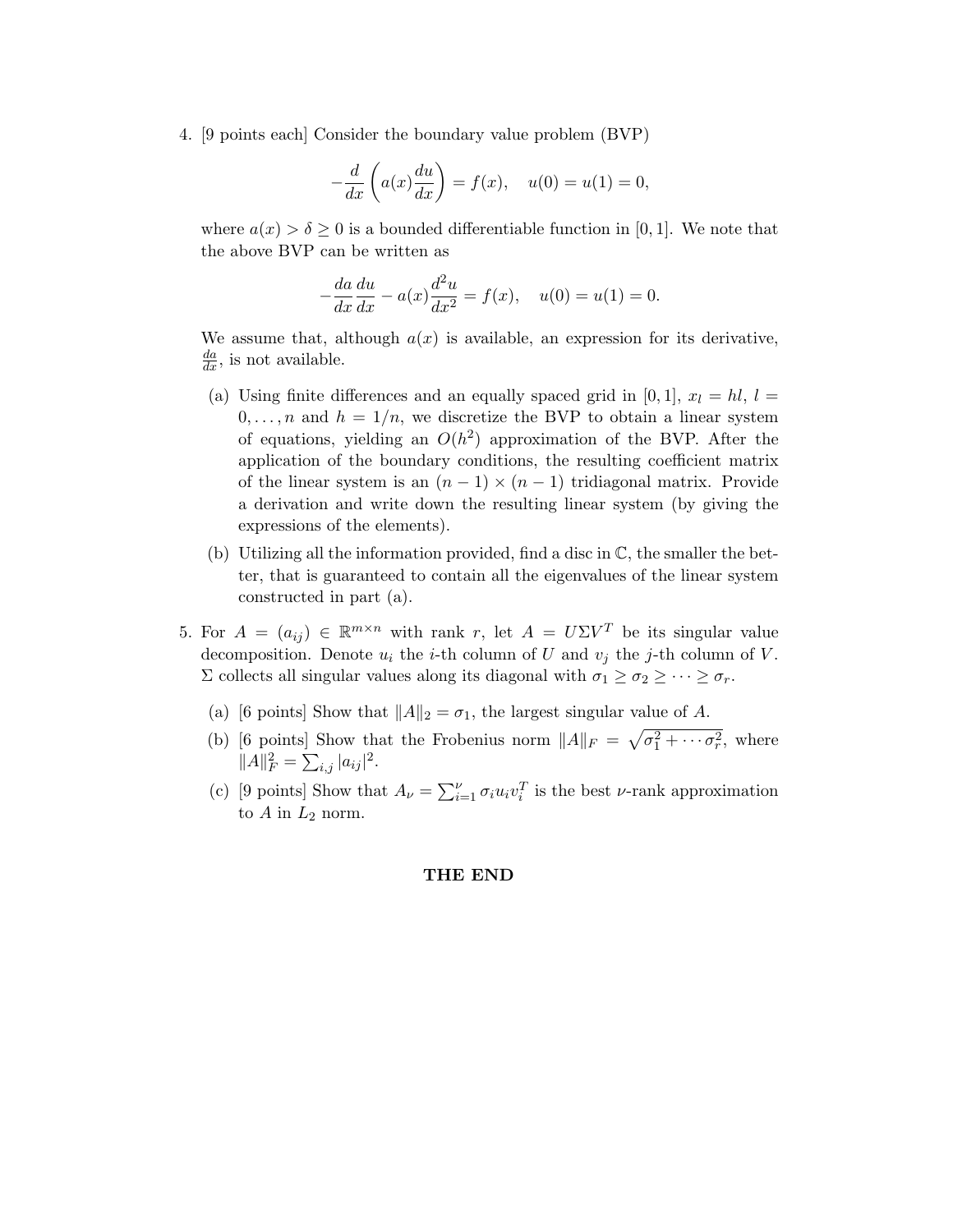4. [9 points each] Consider the boundary value problem (BVP)

$$-\frac{d}{dx}\left(a(x)\frac{du}{dx}\right) = f(x), \quad u(0) = u(1) = 0,$$

where $a(x) > \delta \geq 0$ is a bounded differentiable function in $[0, 1]$. We note that the above BVP can be written as

$$-\frac{da}{dx}\frac{du}{dx} - a(x)\frac{d^2u}{dx^2} = f(x), \quad u(0) = u(1) = 0.$$

We assume that, although $a(x)$ is available, an expression for its derivative, $\frac{da}{dx}$, is not available.

   (a) Using finite differences and an equally spaced grid in $[0, 1]$, $x_l = hl$, $l = 0, \ldots, n$ and $h = 1/n$, we discretize the BVP to obtain a linear system of equations, yielding an $O(h^2)$ approximation of the BVP. After the application of the boundary conditions, the resulting coefficient matrix of the linear system is an $(n-1) \times (n-1)$ tridiagonal matrix. Provide a derivation and write down the resulting linear system (by giving the expressions of the elements).

   (b) Utilizing all the information provided, find a disc in $\mathbb{C}$, the smaller the better, that is guaranteed to contain all the eigenvalues of the linear system constructed in part (a).

5. For $A = (a_{ij}) \in \mathbb{R}^{m \times n}$ with rank $r$, let $A = U\Sigma V^T$ be its singular value decomposition. Denote $u_i$ the $i$-th column of $U$ and $v_j$ the $j$-th column of $V$. $\Sigma$ collects all singular values along its diagonal with $\sigma_1 \geq \sigma_2 \geq \cdots \geq \sigma_r$.

   (a) [6 points] Show that $\|A\|_2 = \sigma_1$, the largest singular value of $A$.

   (b) [6 points] Show that the Frobenius norm $\|A\|_F = \sqrt{\sigma_1^2 + \cdots \sigma_r^2}$, where $\|A\|_F^2 = \sum_{i,j} |a_{ij}|^2$.

   (c) [9 points] Show that $A_\nu = \sum_{i=1}^{\nu} \sigma_i u_i v_i^T$ is the best $\nu$-rank approximation to $A$ in $L_2$ norm.

**THE END**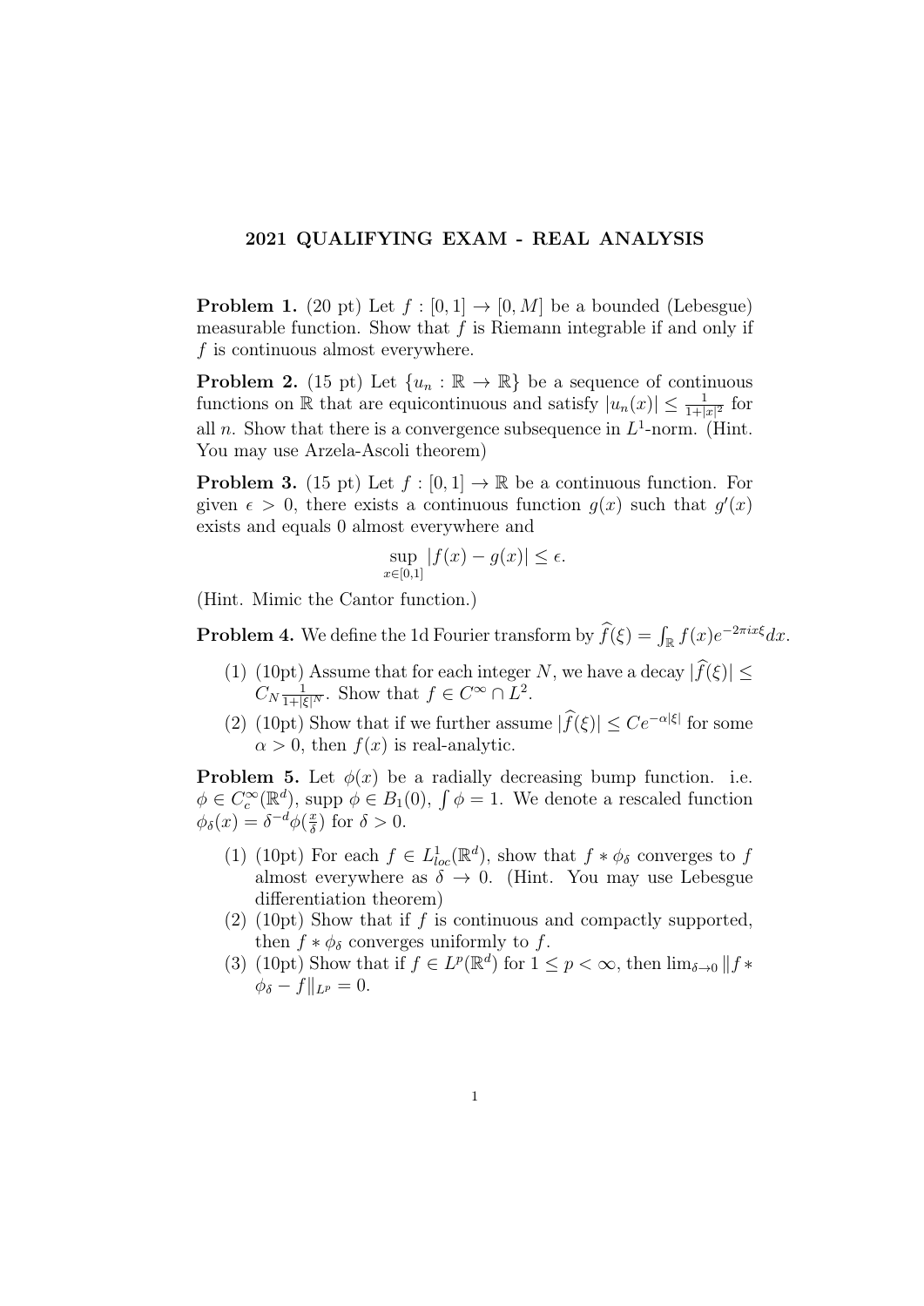## 2021 QUALIFYING EXAM - REAL ANALYSIS

**Problem 1.** (20 pt) Let $f : [0,1] \to [0, M]$ be a bounded (Lebesgue) measurable function. Show that $f$ is Riemann integrable if and only if $f$ is continuous almost everywhere.

**Problem 2.** (15 pt) Let $\{u_n : \mathbb{R} \to \mathbb{R}\}$ be a sequence of continuous functions on $\mathbb{R}$ that are equicontinuous and satisfy $|u_n(x)| \leq \frac{1}{1+|x|^2}$ for all $n$. Show that there is a convergence subsequence in $L^1$-norm. (Hint. You may use Arzela-Ascoli theorem)

**Problem 3.** (15 pt) Let $f : [0,1] \to \mathbb{R}$ be a continuous function. For given $\epsilon > 0$, there exists a continuous function $g(x)$ such that $g'(x)$ exists and equals 0 almost everywhere and

$$\sup_{x \in [0,1]} |f(x) - g(x)| \leq \epsilon.$$

(Hint. Mimic the Cantor function.)

**Problem 4.** We define the 1d Fourier transform by $\widehat{f}(\xi) = \int_{\mathbb{R}} f(x) e^{-2\pi i x \xi} dx$.

(1) (10pt) Assume that for each integer $N$, we have a decay $|\widehat{f}(\xi)| \leq C_N \frac{1}{1+|\xi|^N}$. Show that $f \in C^\infty \cap L^2$.

(2) (10pt) Show that if we further assume $|\widehat{f}(\xi)| \leq Ce^{-\alpha|\xi|}$ for some $\alpha > 0$, then $f(x)$ is real-analytic.

**Problem 5.** Let $\phi(x)$ be a radially decreasing bump function. i.e. $\phi \in C_c^\infty(\mathbb{R}^d)$, supp $\phi \in B_1(0)$, $\int \phi = 1$. We denote a rescaled function $\phi_\delta(x) = \delta^{-d} \phi(\frac{x}{\delta})$ for $\delta > 0$.

(1) (10pt) For each $f \in L^1_{loc}(\mathbb{R}^d)$, show that $f * \phi_\delta$ converges to $f$ almost everywhere as $\delta \to 0$. (Hint. You may use Lebesgue differentiation theorem)

(2) (10pt) Show that if $f$ is continuous and compactly supported, then $f * \phi_\delta$ converges uniformly to $f$.

(3) (10pt) Show that if $f \in L^p(\mathbb{R}^d)$ for $1 \leq p < \infty$, then $\lim_{\delta \to 0} \|f * \phi_\delta - f\|_{L^p} = 0$.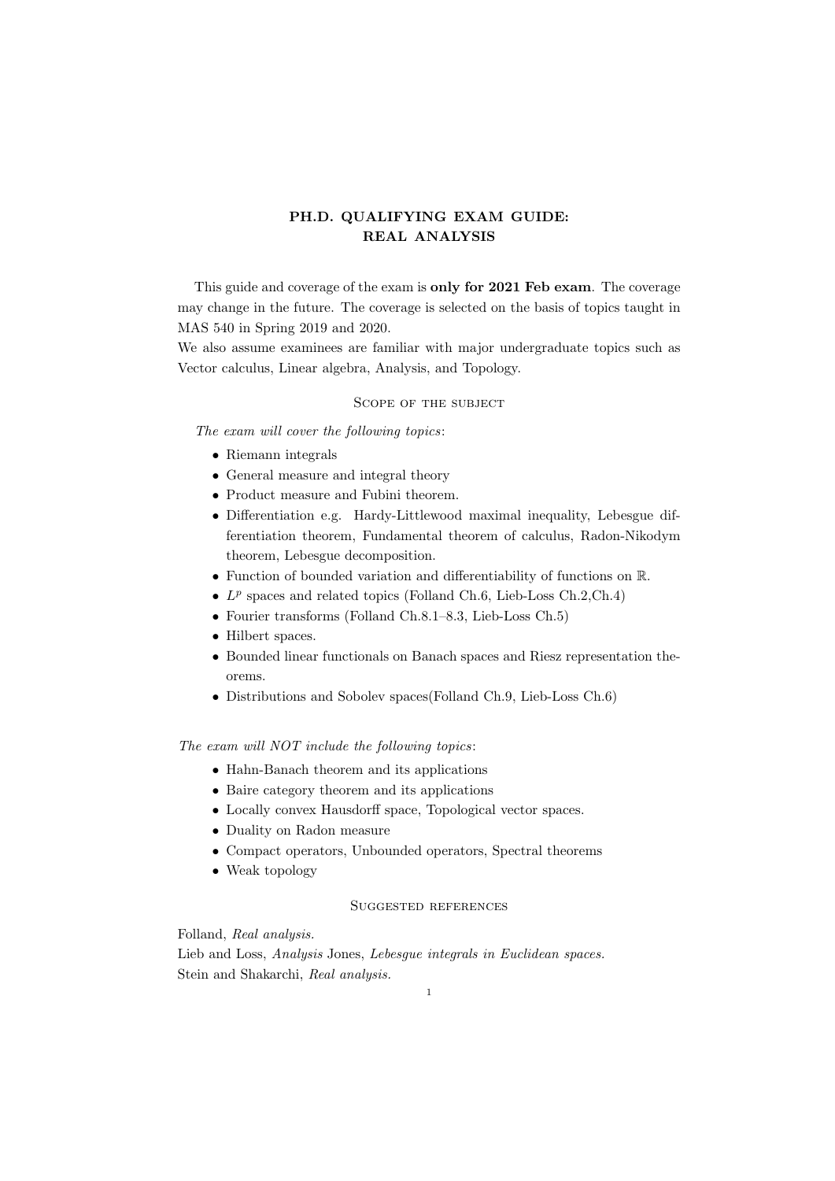# PH.D. QUALIFYING EXAM GUIDE: REAL ANALYSIS

This guide and coverage of the exam is **only for 2021 Feb exam**. The coverage may change in the future. The coverage is selected on the basis of topics taught in MAS 540 in Spring 2019 and 2020.
We also assume examinees are familiar with major undergraduate topics such as Vector calculus, Linear algebra, Analysis, and Topology.

## Scope of the subject

*The exam will cover the following topics*:

- Riemann integrals
- General measure and integral theory
- Product measure and Fubini theorem.
- Differentiation e.g. Hardy-Littlewood maximal inequality, Lebesgue differentiation theorem, Fundamental theorem of calculus, Radon-Nikodym theorem, Lebesgue decomposition.
- Function of bounded variation and differentiability of functions on $\mathbb{R}$.
- $L^p$ spaces and related topics (Folland Ch.6, Lieb-Loss Ch.2,Ch.4)
- Fourier transforms (Folland Ch.8.1–8.3, Lieb-Loss Ch.5)
- Hilbert spaces.
- Bounded linear functionals on Banach spaces and Riesz representation theorems.
- Distributions and Sobolev spaces(Folland Ch.9, Lieb-Loss Ch.6)

*The exam will NOT include the following topics*:

- Hahn-Banach theorem and its applications
- Baire category theorem and its applications
- Locally convex Hausdorff space, Topological vector spaces.
- Duality on Radon measure
- Compact operators, Unbounded operators, Spectral theorems
- Weak topology

## Suggested references

Folland, *Real analysis.*
Lieb and Loss, *Analysis* Jones, *Lebesgue integrals in Euclidean spaces.*
Stein and Shakarchi, *Real analysis.*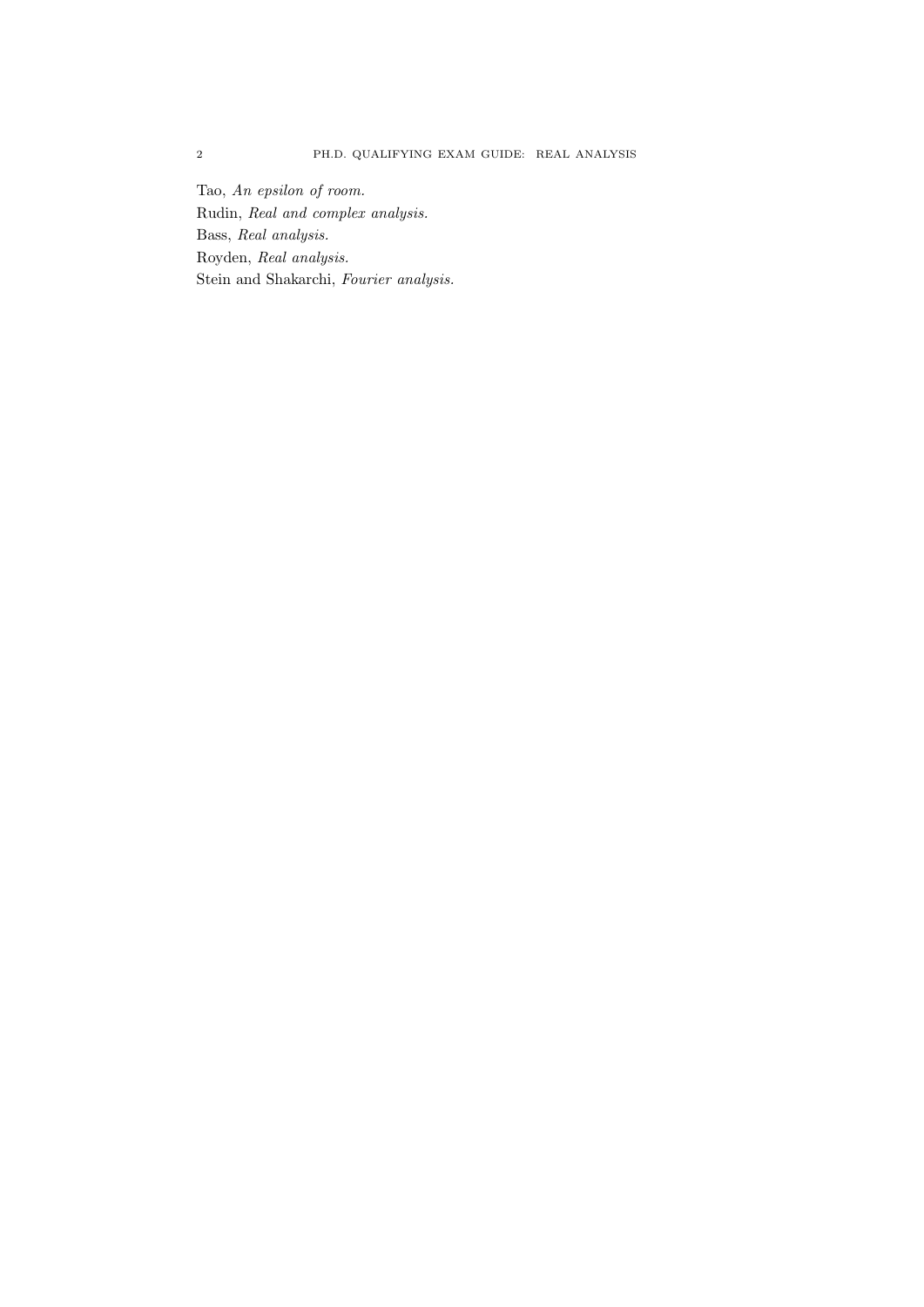Tao, *An epsilon of room.*
Rudin, *Real and complex analysis.*
Bass, *Real analysis.*
Royden, *Real analysis.*
Stein and Shakarchi, *Fourier analysis.*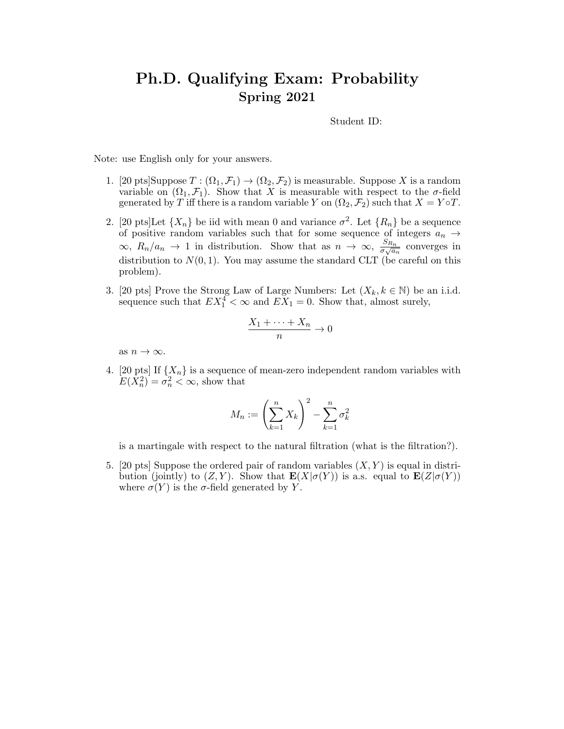# Ph.D. Qualifying Exam: Probability

## Spring 2021

Student ID:

Note: use English only for your answers.

1. [20 pts]Suppose $T : (\Omega_1, \mathcal{F}_1) \to (\Omega_2, \mathcal{F}_2)$ is measurable. Suppose $X$ is a random variable on $(\Omega_1, \mathcal{F}_1)$. Show that $X$ is measurable with respect to the $\sigma$-field generated by $T$ iff there is a random variable $Y$ on $(\Omega_2, \mathcal{F}_2)$ such that $X = Y \circ T$.

2. [20 pts]Let $\{X_n\}$ be iid with mean 0 and variance $\sigma^2$. Let $\{R_n\}$ be a sequence of positive random variables such that for some sequence of integers $a_n \to \infty$, $R_n / a_n \to 1$ in distribution. Show that as $n \to \infty$, $\frac{S_{R_n}}{\sigma \sqrt{a_n}}$ converges in distribution to $N(0, 1)$. You may assume the standard CLT (be careful on this problem).

3. [20 pts] Prove the Strong Law of Large Numbers: Let $(X_k, k \in \mathbb{N})$ be an i.i.d. sequence such that $EX_1^4 < \infty$ and $EX_1 = 0$. Show that, almost surely,

$$\frac{X_1 + \cdots + X_n}{n} \to 0$$

as $n \to \infty$.

4. [20 pts] If $\{X_n\}$ is a sequence of mean-zero independent random variables with $E(X_n^2) = \sigma_n^2 < \infty$, show that

$$M_n := \left( \sum_{k=1}^{n} X_k \right)^2 - \sum_{k=1}^{n} \sigma_k^2$$

is a martingale with respect to the natural filtration (what is the filtration?).

5. [20 pts] Suppose the ordered pair of random variables $(X, Y)$ is equal in distribution (jointly) to $(Z, Y)$. Show that $\mathbf{E}(X|\sigma(Y))$ is a.s. equal to $\mathbf{E}(Z|\sigma(Y))$ where $\sigma(Y)$ is the $\sigma$-field generated by $Y$.